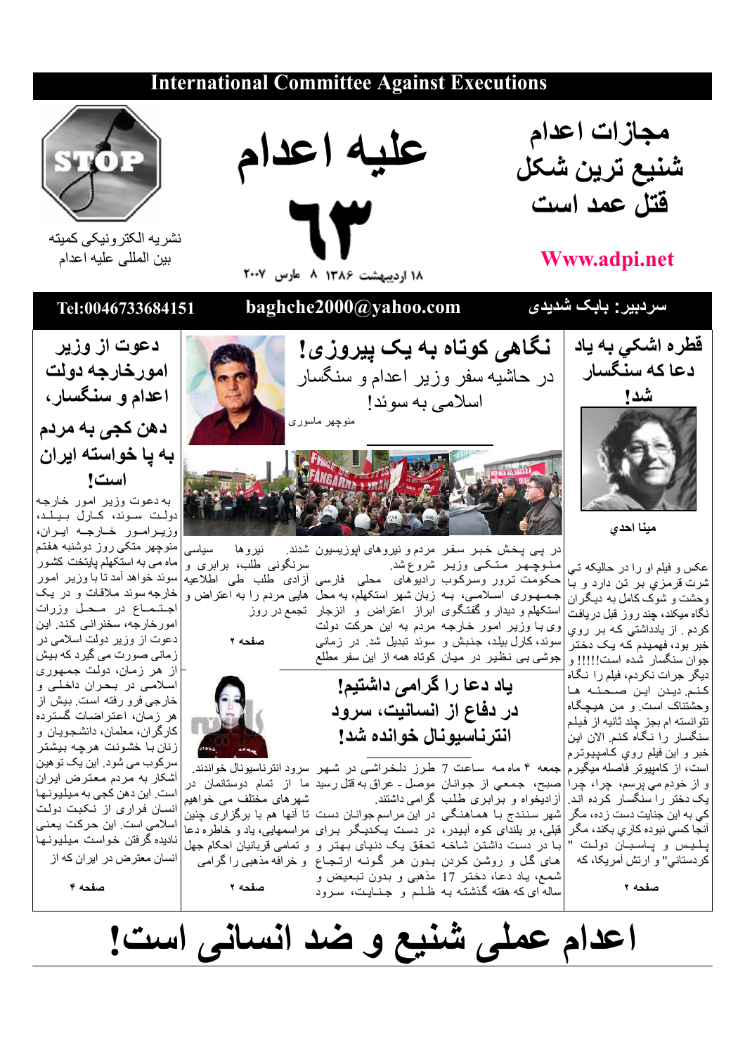# International Committee Against Executions

# علیه اعدام

# ۶۳

مجازات اعدام
شنیع ترین شکل
قتل عمد است

Www.adpi.net

نشریه الکترونیکی کمیته
بین المللی علیه اعدام

۱۸ اردیبهشت ۱۳۸۶ ۸ مارس ۲۰۰۷

Tel:0046733684151 baghche2000@yahoo.com سردبیر: بابک شدیدی

## قطره اشکي به ياد دعا که سنگسار شد!

مينا احدي

عكس و فيلم او را در حاليكه تي شرت قرمزي بر تن دارد و با وحشت و شوك كامل به ديگران نگاه ميكند، چند روز قبل دريافت كردم . از يادداشتي كه بر روي خبر بود، فهميدم كه يك دختر جوان سنگسار شده است!!!!! و ديگر جرات نكردم، فيلم را نگاه كنم. ديدن اين صحنه ها وحشتناك است. و من هيچگاه نتوانسته ام بجز چند ثانيه از فيلم سنگسار را نگاه كنم. الان اين خبر و اين فيلم روي كامپيوترم است، از كامپيوتر فاصله ميگيرم و از خودم مي پرسم، چرا، چرا يک دختر را سنگسار كرده اند. كي به اين جنايت دست زده، مگر آنجا كسي نبوده كاري بكند، مگر پليس و پاسبان دولت " كردستاني" و ارتش آمريكا، كه

صفحه ۲

## نگاهی کوتاه به یک پیروزی!

در حاشیه سفر وزیر اعدام و سنگسار اسلامی به سوئد!

منوچهر ماسوری

در پی پخش خبر سفر مردم و نیروهای اپوزیسیون شدند. نیروها سیاسی منـوچـهر مـتـکی وزیر شروع شد. سرنگونی طلب، برابری و حکومت ترور وسرکوب رادیوهای محلی فارسی آزادی طلب طی اطلاعیه جمـهـوری اسلامـی، بـه زبان شهر استکهلم، به محل هایی مردم را به اعتراض و استکهلم و دیدار و گفتگوی ابراز اعتراض و انزجار تجمع در روز وی با وزیر امور خارجه مردم به این حرکت دولت سوئد، کارل بیلد، جنبش و سوند تبدیل شد. در زمانی جوشی بی نظیر در میان کوتاه همه از این سفر مطلع

صفحه ۲

## یاد دعا را گرامی داشتیم! در دفاع از انسانیت، سرود انترناسیونال خوانده شد!

جمعه ۴ ماه مه ساعت 7 طرز دلخراشی در شهر سرود انترناسیونال خواندند. صبح، جمعی از جوانان موصل - عراق به قتل رسید ما از تمام دوستانمان در آزادیخواه و برابری طلب گرامی داشتند. شهرهای مختلف می خواهیم شهر سنندج با هماهنگی در این مراسم جوانان دست تا آنها هم با برگزاری چنین قبلی، بر بلندای کوه آبیدر، در دست یکدیگر برای مراسمهایی، یاد و خاطره دعا با در دست داشتن شاخه تحقق یک دنیای بهتر و و تمامی قربانیان احکام جهل های گل و روشن کردن بدون هر گونه ارتجاع و خرافه مذهبی را گرامی شمع، یاد دعا، دختر 17 مذهبی و بدون تبعیض و ساله ای که هفته گذشته به ظلم و جنایت، سرود

صفحه ۲

## دعوت از وزیر امورخارجه دولت اعدام و سنگسار، دهن کجی به مردم به پا خواسته ایران است!

به دعوت وزیر امور خارجه دولت سوئد، کارل بیلد، وزیرامور خارجه ایران، منوچهر متکی روز دوشنبه هفتم ماه می به استکهلم پایتخت کشور سوئد خواهد آمد تا با وزیر امور خارجه سوئد ملاقات و در یک اجتماع در محل وزارت امورخارجه، سخنرانی کند. این دعوت از وزیر دولت اسلامی در زمانی صورت می گیرد که بیش از هر زمان، دولت جمهوری اسلامی در بحران داخلی و خارجی فرو رفته است. بیش از هر زمان، اعتراضات گسترده کارگران، معلمان، دانشجویان و زنان با خشونت هرچه بیشتر سرکوب می شود. این یک توهین آشکار به مردم معترض ایران است. این دهن کجی به میلیونها انسان فراری از نکبت دولت اسلامی است. این حرکت یعنی نادیده گرفتن خواست میلیونها انسان معترض در ایران که از

صفحه ۴

# اعدام عملی شنیع و ضد انسانی است!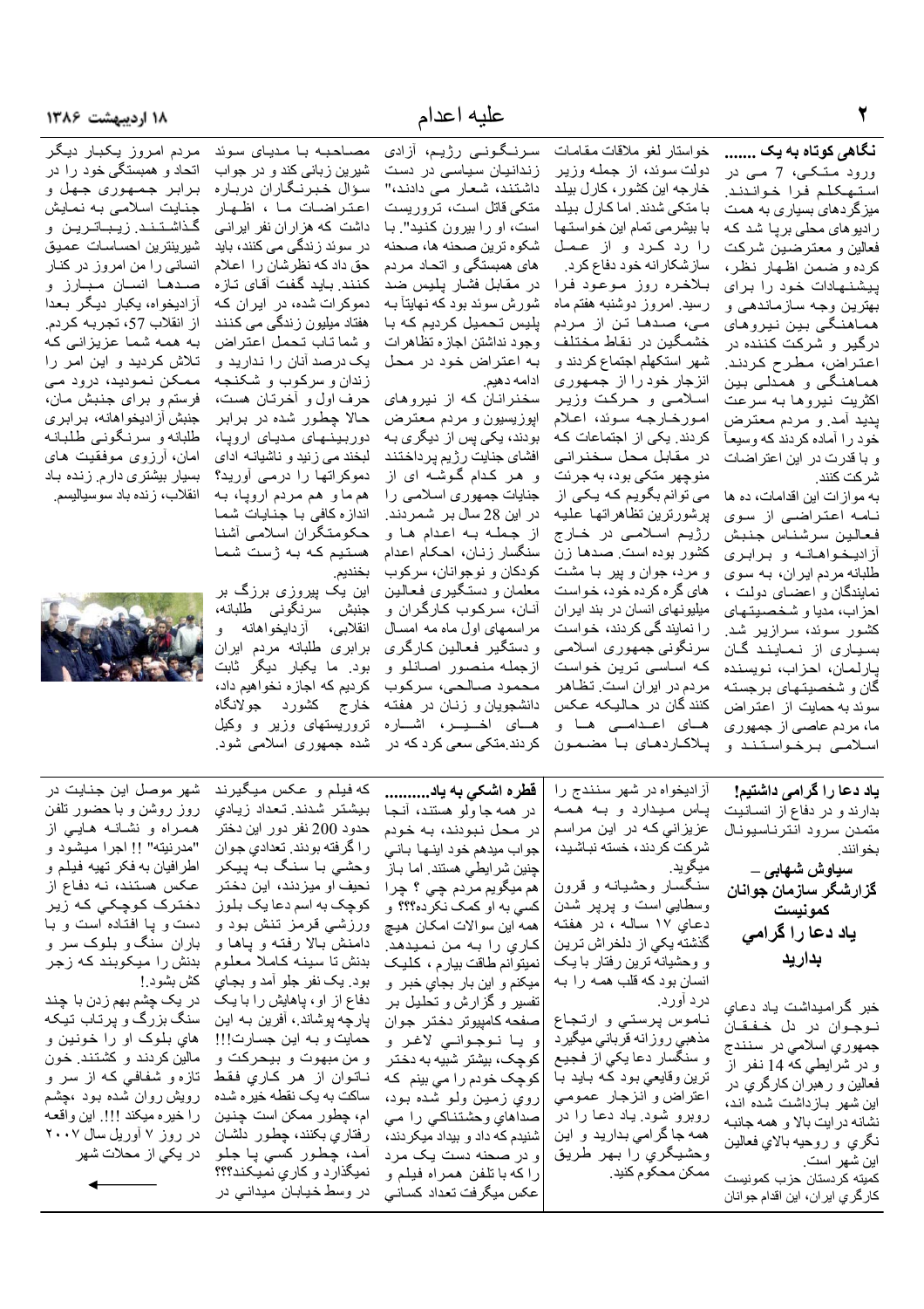## نگاهی کوتاه به یک .......

ورود متکی، 7 می در استهکلم فرا خواندند. میزگردهای بسیاری به همت رادیوهای محلی برپا شد که فعالین و معترضین شرکت کرده و ضمن اظهار نظر، پیشنهادات خود را برای بهترین وجه سازماندهی و هماهنگی بین نیروهای درگیر و شرکت کننده در اعتراض، مطرح کردند. هماهنگی و همدلی بین اکثریت نیروها به سرعت پدید آمد. و مردم معترض خود را آماده کردند که وسیعاً و با قدرت در این اعتراضات شرکت کنند.

به موازات این اقدامات، ده ها نامه اعتراضی از سوی فعالین سرشناس جنبش آزادیخواهانه و برابری طلبانه مردم ایران، به سوی نمایندگان و اعضای دولت ، احزاب، مدیا و شخصیتهای کشور سوئد، سرازیر شد. بسیاری از نمایندگان پارلمان، احزاب، نویسندگان و شخصیتهای برجسته سوئد به حمایت از اعتراض ما، مردم عاصی از جمهوری اسلامی برخواستند و خواستار لغو ملاقات مقامات دولت سوئد، از جمله وزیر خارجه این کشور، کارل بیلد با متکی شدند. اما کارل بیلد با بیشرمی تمام این خواستها را رد کرد و از عمل سازشکارانه خود دفاع کرد.

بلاخره روز موعود فرا رسید. امروز دوشنبه هفتم ماه می، صدها تن از مردم خشمگین در نقاط مختلف شهر استکهلم اجتماع کردند و انزجار خود را از جمهوری اسلامی و حرکت وزیر امورخارجه سوئد، اعلام کردند. یکی از اجتماعات که در مقابل محل سخنرانی منوچهر متکی بود، به جرئت می توانم بگویم که یکی از پرشورترین تظاهراتها علیه رژیم اسلامی در خارج کشور بوده است. صدها زن و مرد، جوان و پیر با مشت های گره کرده خود، خواست میلیونهای انسان در بند ایران را نمایند گی کردند، خواست سرنگونی جمهوری اسلامی که اساسی ترین خواست مردم در ایران است. تظاهر کنند گان در حالیکه عکس های اعدامی ها و پلاکاردهای با مضمون سرنگونی رژیم، آزادی زندانیان سیاسی در دست داشتند، شعار می دادند، "متکی قاتل است، تروریست است، او را بیرون کنید". با شکوه ترین صحنه ها، صحنه های همبستگی و اتحاد مردم در مقابل فشار پلیس ضد شورش سوئد بود که نهایتا به پلیس تحمیل کردیم که با وجود نداشتن اجازه تظاهرات به اعتراض خود در محل ادامه دهیم.

سخنرانان که از نیروهای اپوزیسیون و مردم معترض بودند، یکی پس از دیگری به افشای جنایت رژیم پرداختند و هر کدام گوشه ای از جنایات جمهوری اسلامی را در این 28 سال بر شمردند، از جمله به اعدام ها و سنگسار زنان، احکام اعدام کودکان و نوجوانان، سرکوب معلمان و دستگیری فعالین آنان، سرکوب کارگران و مراسمهای اول ماه مه امسال و دستگیر فعالین کارگری ازجمله منصور اصانلو و محمود صالحی، سرکوب دانشجویان و زنان در هفته های اخیر، اشاره کردند.متکی سعی کرد که در مصاحبه با مدیای سوئد شیرین زبانی کند و در جواب سؤال خبرنگاران درباره اعتراضات ما ، اظهار داشت که هزاران نفر ایرانی در سوئد زندگی می کنند، باید حق داد که نظرشان را اعلام کنند. باید گفت آقای تازه دموکرات شده، در ایران که هفتاد میلیون زندگی می کنند و شما تاب تحمل اعتراض یک درصد آنان را ندارید و زندان و سرکوب و شکنجه حرف اول و آخرتان هست، حالا چطور شده در برابر دوربینهای مدیای اروپا، لبخند می زنید و ناشیانه ادای دموکراتها را درمی آورید؟ هم ما و هم مردم اروپا، به اندازه کافی با جنایات شما حکومتگران اسلامی آشنا هستیم که به ژست شما بخندیم.

این یک پیروزی برزگ بر جنبش سرنگونی طلبانه، انقلابی، آزادیخواهانه و برابری طلبانه مردم ایران بود. ما یکبار دیگر ثابت کردیم که اجازه نخواهیم داد، خارج کشورد جولانگاه تروریستهای وزیر و وکیل شده جمهوری اسلامی شود. مردم امروز یکبار دیگر اتحاد و همبستگی خود را در برابر جمهوری جهل و جنایت اسلامی به نمایش گذاشتند. زیباترین و شیرینترین احساسات عمیق انسانی را من امروز در کنار صدها انسان مبارز و آزادیخواه، یکبار دیگر بعدا از انقلاب 57، تجربه کردم. به همه شما عزیزانی که تلاش کردید و این امر را ممکن نمودید، درود می فرستم و برای جنبش مان، جنبش آزادیخواهانه، برابری طلبانه و سرنگونی طلبانه امان، آرزوی موفقیت های بسیار بیشتری دارم. زنده باد انقلاب، زنده باد سوسیالیسم.

---

## یاد دعا را گرامی داشتیم!

بدارند و در دفاع از انسانیت متمدن سرود انترناسیونال بخوانند.

**سیاوش شهابی – گزارشگر سازمان جوانان کمونیست**

### یاد دعا را گرامی بدارید

خبر گرامیداشت یاد دعاي نوجوان در دل خفقان جمهوري اسلامي در سنندج و در شرايطي كه 14 نفر از فعالين و رهبران كارگري در اين شهر بازداشت شده اند، نشانه درايت بالا و همه جانبه نگري و روحيه بالاي فعالين اين شهر است.

كميته كردستان حزب كمونيست كارگري ايران، اين اقدام جوانان آزاديخواه در شهر سنندج را پاس ميدارد و به همه عزيزاني كه در اين مراسم شركت كردند، خسته نباشيد، ميگويد.

سنگسار وحشيانه و قرون وسطايي است و پرپر شدن دعاي ١٧ ساله ، در هفته گذشته يكي از دلخراش ترين و وحشيانه ترين رفتار با يك انسان بود كه قلب همه را به درد آورد.

ناموس پرستي و ارتجاع مذهبي روزانه قرباني ميگيرد و سنگسار دعا يكي از فجيع ترين وقايعي بود كه بايد با اعتراض و انزجار عمومي روبرو شود. ياد دعا را در همه جا گرامي بداريد و اين وحشيگري را بهر طريق ممكن محكوم كنيد.

## قطره اشكي به ياد..........

در همه جا ولو هستند، آنجا در محل نبودند، به خودم جواب ميدهم خود اينها باني چنين شرايطي هستند. اما باز هم ميگويم مردم چي ؟ چرا كسي به او كمك نكرده؟؟؟ و همه اين سوالات امكان هيچ كاري را به من نميدهد. نميتوانم طاقت بيارم ، كليك تفسير و گزارش و تحليل بر صفحه كامپيوتر دختر جوان و يا نوجواني لاغر و كوچك، بيشتر شبيه به دختر كوچك خودم را مي بينم كه روي زمين ولو شده بود، صداهاي وحشتناكي را مي شنيدم كه داد و بيداد ميكردند، و در صحنه دست يك مرد را كه با تلفن همراه فيلم و عكس ميگرفت تعداد كساني كه فيلم و عكس ميگيرند بيشتر شدند. تعداد زيادي حدود 200 نفر دور اين دختر را گرفته بودند. تعدادي جوان وحشي با سنگ به پيكر نحيف او ميزدند، اين دختر كوچك به اسم دعا يك بلوز ورزشي قرمز تنش بود و دامنش بالا رفته و پاها و بدنش تا سينه كاملا معلوم بود. يك نفر جلو آمد و بجاي دفاع از او، پاهايش را با يك پارچه پوشاند. آفرين به اين حمايت و به اين جسارت!!! و من مبهوت و بيحركت و ناتوان از هر كاري فقط ساكت به يك نقطه خيره شده ام، چطور ممكن است چنين رفتاري بكنند، چطور دلشان آمد، چطور كسي پا جلو نميگذارد و كاري نميكند؟؟؟ در وسط خيابان ميداني در شهر موصل اين جنايت در روز روشن و با حضور تلفن همراه و نشانه هايي از "مدرنيته" !! اجرا ميشود و اطرافيان به فكر تهيه فيلم و عكس هستند، نه دفاع از دخترك كوچكي كه زير دست و پا افتاده است و با باران سنگ و بلوك سر و بدنش را ميكوبند كه زجر كش بشود.!

در يك چشم بهم زدن با چند سنگ بزرگ و پرتاب تيكه هاي بلوك او را خونين و مالين كردند و كشتند. خون تازه و شفافي كه از سر و رويش روان شده بود ،چشم را خيره ميكند !!!. اين واقعه در روز ٧ آوريل سال ٢٠٠٧ در يكي از محلات شهر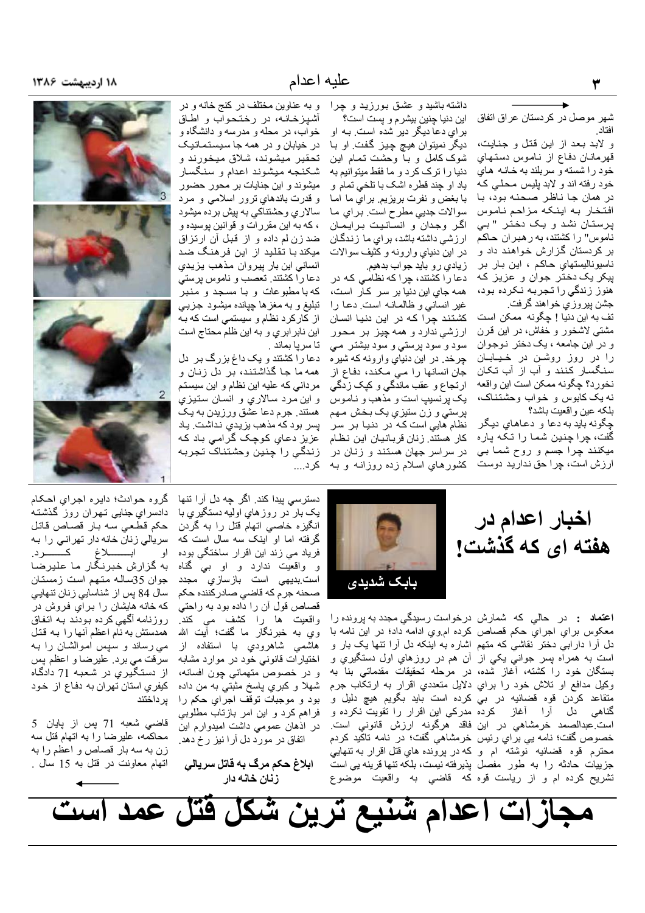شهر موصل در کردستان عراق اتفاق افتاد.

و لابد بعد از این قتل و جنایت، قهرمانان دفاع از ناموس دستهاي خود را شسته و سربلند به خانه هاي خود رفته اند و لابد پليس محلي که در همان جا ناظر صحنه بود، با افتخار به اینکه مزاحم ناموس پرستان نشد و یک دختر "بي ناموس" را کشتند، به رهبران حاکم بر کردستان گزارش خواهند داد و ناسيوناليستهاي حاکم ، این بار بر پيکر یک دختر جوان و عزيز که هنوز زندگي را تجربه نکرده بود، جشن پيروزي خواهند گرفت.

تف به این دنيا ! چگونه ممکن است مشتي لاشخور و خفاش، در این قرن و در این جامعه ، یک دختر نوجوان را در روز روشن در خيابان سنگسار کنند و آب از آب تکان نخورد؟ چگونه ممکن است این واقعه نه یک کابوس و خواب وحشتناک، بلکه عين واقعيت باشد؟

چگونه باید به دعا و دعاهاي دیگر گفت، چرا چنين شما را تکه پاره ميکنند چرا جسم و روح شما بي ارزش است، چرا حق نداريد دوست داشته باشيد و عشق بورزيد و چرا این دنيا چنين بيشرم و پست است؟ براي دعا ديگر دير شده است. به او ديگر نميتوان هيچ چيز گفت. او با شوک کامل و با وحشت تمام این دنيا را ترک کرد و ما فقط ميتوانيم به یاد او چند قطره اشک با تلخي تمام و با بغض و نفرت بریزيم. براي ما اما سوالات جدي مطرح است. براي ما اگر وجدان و انسانيت برايمان ارزشي داشته باشد، براي ما زندگان در این دنياي وارونه و کثيف سوالات زيادي رو باید جواب بدهيم.

دعا را کشتند، چرا که نظامي که در همه جاي این دنيا بر سر کار است، غير انساني و ظالمانه است. دعا را کشتند چرا که در این دنيا انسان ارزشي ندارد و همه چيز بر محور سود و سود پرستي و سود بيشتر مي چرخد. در این دنياي وارونه که شيره جان انسانها را مي مکند، دفاع از ارتجاع و عقب ماندگي و کپک زدگي یک پرنسيپ است و مذهب و ناموس پرستي و زن ستيزي یک بخش مهم نظام هايي است که در دنيا بر سر کار هستند. زنان قربانيان این نظام در سراسر جهان هستند و زنان در کشورهاي اسلام زده روزانه و به و به عناوين مختلف در کنج خانه و در آشپزخانه، در رختخواب و اطاق خواب، در محله و مدرسه و دانشگاه و در خيابان و در همه جا سيستماتيک تحقير ميشوند، شلاق ميخورند و شکنجه ميشوند اعدام و سنگسار ميشوند و این جنايات بر محور حضور و قدرت باندهاي ترور اسلامي و مرد سالاري وحشتناکي به پيش برده ميشود ، که به این مقررات و قوانين پوسيده و ضد زن لم داده و از قبل آن ارتزاق ميکند با تقليد از این فرهنگ ضد انساني این بار پيروان مذهب يزيدي دعا را کشتند. تعصب و ناموس پرستي که با مطبوعات و با مسجد و منبر تبليغ و به مغزها چپانده ميشود جزيي از کارکرد نظام و سيستمي است که به این نابرابري و به این ظلم محتاج است تا سرپا بماند .

دعا را کشتند و یک داغ بزرگ بر دل همه ما جا گذاشتند، بر دل زنان و مرداني که عليه این نظام و این سيستم و این مرد سالاري و انسان ستيزي هستند. جرم دعا عشق ورزيدن به یک پسر بود که مذهب يزيدي نداشت. یاد عزيز دعاي کوچک گرامي باد که زندگي را چنين وحشتناک تجربه کرد....

# اخبار اعدام در هفته ای که گذشت!

بابک شدیدی

**اعتماد :** در حالي که شمارش معکوس براي اجراي حکم قصاص دل آرا دارابي دختر نقاشي که متهم است به همراه پسر جواني يکي از بستگان خود را کشته، آغاز شده، وکيل مدافع او تلاش خود را براي متقاعد کردن قوه قضاييه در بي گناهي دل آرا آغاز کرده است.عبدالصمد خرمشاهي در اين خصوص گفت؛ نامه يي براي رئيس محترم قوه قضاييه نوشته ام و جزييات حادثه را به طور مفصل تشريح کرده ام و از رياست قوه درخواست رسيدگي مجدد به پرونده را کرده ام.وي ادامه داد؛ در اين نامه با اشاره به اينکه دل آرا تنها يک بار و آن هم در روزهاي اول دستگيري و در مرحله تحقيقات مقدماتي بنا به دلايل متعددي اقرار به ارتکاب جرم کرده است بايد بگويم هيچ دليل و مدرکي اين اقرار را تقويت نکرده و فاقد هرگونه ارزش قانوني است. خرمشاهي گفت؛ در نامه تاکيد کردم که در پرونده هاي قتل اقرار به تنهايي پذيرفته نيست، بلکه تنها قرينه يي است که قاضي به واقعيت موضوع دسترسي پيدا کند. اگر چه دل آرا تنها يک بار در روزهاي اوليه دستگيري با انگيزه خاصي اتهام قتل را به گردن گرفته اما او اينک سه سال است که فرياد مي زند اين اقرار ساختگي بوده و واقعيت ندارد و او بي گناه است.بديهي است بازسازي مجدد صحنه جرم که قاضي صادرکننده حکم قصاص قول آن را داده بود به راحتي واقعيت ها را کشف مي کند. وي به خبرنگار ما گفت؛ آيت الله هاشمي شاهرودي با استفاده از اختيارات قانوني خود در موارد مشابه و در خصوص متهماني چون افسانه، شهلا و کبري پاسخ مثبتي به من داده بود و موجبات توقف اجراي حکم را فراهم کرد و اين امر بازتاب مطلوبي در اذهان عمومي داشت اميدوارم اين اتفاق در مورد دل آرا نيز رخ دهد.

**ابلاغ حکم مرگ به قاتل سريالي زنان خانه دار**

گروه حوادث؛ دايره اجراي احکام دادسراي جنايي تهران روز گذشته حکم قطعي سه بار قصاص قاتل سريالي زنان خانه دار تهراني را به او ابلاغ کرد.

به گزارش خبرنگار ما عليرضا جوان 35ساله متهم است زمستان سال 84 پس از شناسايي زنان تنهايي که خانه هايشان را براي فروش در روزنامه آگهي کرده بودند به اتفاق همدستش به نام اعظم آنها را به قتل مي رساند و سپس اموالشان را به سرقت مي برد. عليرضا و اعظم پس از دستگيري در شعبه 71 دادگاه کيفري استان تهران به دفاع از خود پرداختند

قاضي شعبه 71 پس از پايان 5 محاکمه، عليرضا را به اتهام قتل سه زن به سه بار قصاص و اعظم را به اتهام معاونت در قتل به 15 سال .

# مجازات اعدام شنیع ترین شکل قتل عمد است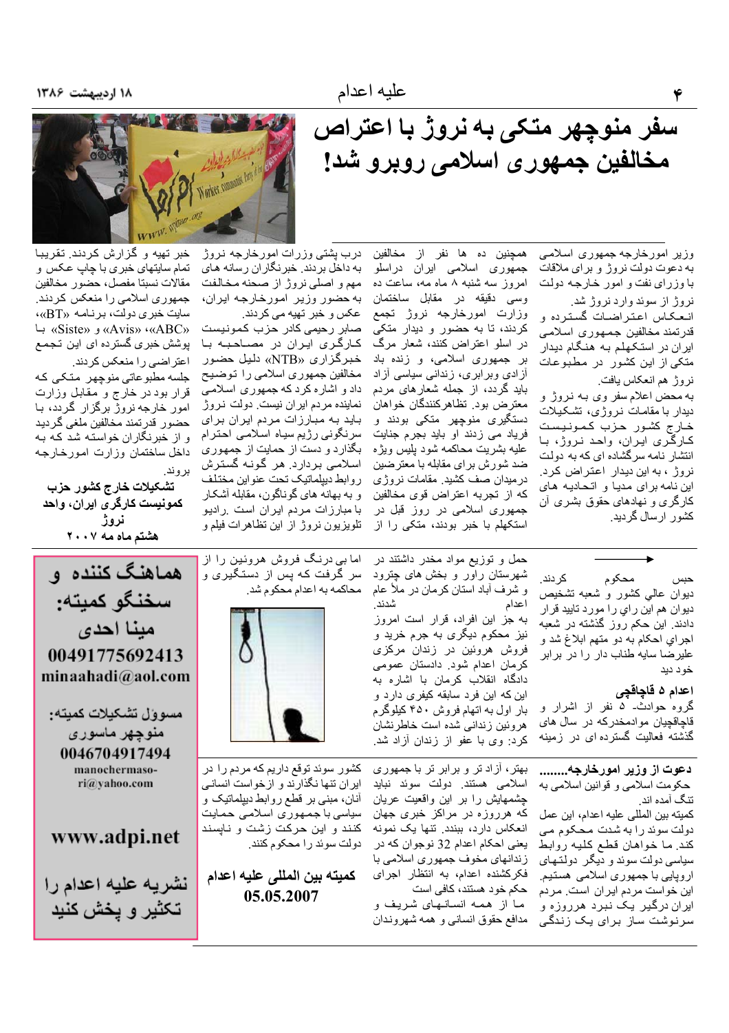# سفر منوچهر متکی به نروژ با اعتراض مخالفین جمهوری اسلامی روبرو شد!

وزیر امورخارجه جمهوری اسلامی به دعوت دولت نروژ و برای ملاقات با وزرای نفت و امور خارجه دولت نروژ از سوئد وارد نروژ شد.
انعکاس اعتراضات گسترده و قدرتمند مخالفین جمهوری اسلامی ایران در استکهلم به هنگام دیدار متکی از این کشور در مطبوعات نروژ هم انعکاس یافت.
به محض اعلام سفر وی به نروژ و دیدار با مقامات نروژی، تشکیلات خارج کشور حزب کمونیست کارگری ایران، واحد نروژ، با انتشار نامه سرگشاده ای که به دولت نروژ ، به این دیدار اعتراض کرد. این نامه برای مدیا و اتحادیه های کارگری و نهادهای حقوق بشری آن کشور ارسال گردید.

همچنین ده ها نفر از مخالفین جمهوری اسلامی ایران دراسلو امروز سه شنبه ۸ ماه مه، ساعت ده وسی دقیقه در مقابل ساختمان وزارت امورخارجه نروژ تجمع کردند، تا به حضور و دیدار متکی در اسلو اعتراض کنند. شعار مرگ بر جمهوری اسلامی، و زنده باد آزادی وبرابری، زندانی سیاسی آزاد باید گردد، از جمله شعارهای مردم معترض بود. تظاهرکنندگان خواهان دستگیری منوچهر متکی بودند و فریاد می زدند او باید بجرم جنایت علیه بشریت محاکمه شود پلیس ویژه ضد شورش برای مقابله با معترضین درمیدان صف کشید. مقامات نروژی که از تجربه اعتراض قوی مخالفین جمهوری اسلامی در روز قبل در استکهلم با خبر بودند، متکی را از درب پشتی وزرات امورخارجه نروژ به داخل بردند. خبرنگاران رسانه های مهم و اصلی نروژ از صحنه مخالفت به حضور وزیر امورخارجه ایران، عکس و خبر تهیه می کردند.
صابر رحیمی کادر حزب کمونیست کارگری ایران در مصاحبه با خبرگزاری «NTB» دلیل حضور مخالفین جمهوری اسلامی را توضیح داد و اشاره کرد که جمهوری اسلامی نماینده مردم ایران نیست. دولت نروژ باید به مبارزات مردم ایران برای سرنگونی رژیم سیاه اسلامی احترام بگذارد و دست از حمایت از جمهوری اسلامی بردارد. هر گونه گسترش روابط دیپلماتیک تحت عناوین مختلف و به بهانه های گوناگون، مقابله آشکار با مبارزات مردم ایران است .رادیو تلویزیون نروژ از این تظاهرات فیلم و خبر تهیه و گزارش کردند. تقریبا تمام سایتهای خبری با چاپ عکس و مقالات نسبتا مفصل، حضور مخالفین جمهوری اسلامی را منعکس کردند. سایت خبری دولت، برنامه «BT»، «ABC»، «Avis» و «Siste» با پوشش خبری گسترده این تجمع اعتراضی را منعکس کردند.
جلسه مطبوعاتی منوچهر متکی که قرار بود در خارج و مقابل وزارت امور خارجه نروژ برگزار گردد، با حضور قدرتمند مخالفین ملغی گردید و از خبرنگاران خواسته شد که به داخل ساختمان وزارت امورخارجه بروند.

**تشکیلات خارج کشور حزب کمونیست کارگری ایران، واحد نروژ**
**هشتم ماه مه ۲۰۰۷**

---

حبس محکوم کردند.
دیوان عالي کشور و شعبه تشخیص دیوان هم این راي را مورد تایید قرار دادند. این حکم روز گذشته در شعبه اجراي احکام به دو متهم ابلاغ شد و علیرضا سایه طناب دار را در برابر خود دید

### اعدام ۵ قاچاقچی

گروه حوادث- ۵ نفر از اشرار و قاچاقچیان موادمخدرکه در سال های گذشته فعالیت گسترده ای در زمینه حمل و توزیع مواد مخدر داشتند در شهرستان راور و بخش های چترود و شرف آباد استان کرمان در ملأ عام اعدام شدند.
به جز این افراد، قرار است امروز نیز محکوم دیگری به جرم خرید و فروش هروئین در زندان مرکزی کرمان اعدام شود. دادستان عمومی دادگاه انقلاب کرمان با اشاره به این که این فرد سابقه کیفری دارد و بار اول به اتهام فروش ۴۵۰ کیلوگرم هروئین زندانی شده است خاطرنشان کرد: وی با عفو از زندان آزاد شد. اما بی درنگ فروش هروئین را از سر گرفت که پس از دستگیری و محاکمه به اعدام محکوم شد.

### دعوت از وزیر امورخارجه........

حکومت اسلامی و قوانین اسلامی به تنگ آمده اند.
کمیته بین المللی علیه اعدام، این عمل دولت سوئد را به شدت محکوم می کند. ما خواهان قطع کلیه روابط سیاسی دولت سوئد و دیگر دولتهای اروپایی با جمهوری اسلامی هستیم. این خواست مردم ایران است. مردم ایران درگیر یک نبرد هرروزه و سرنوشت ساز برای یک زندگی بهتر، آزاد تر و برابر تر با جمهوری اسلامی هستند. دولت سوئد نباید چشمهایش را بر این واقعیت عریان که هرروزه در مراکز خبری جهان انعکاس دارد، ببندد. تنها یک نمونه یعنی احکام اعدام 32 نوجوان که در زندانهای مخوف جمهوری اسلامی با فکرکشنده اعدام، به انتظار اجرای حکم خود هستند، کافی است
ما از همه انسانهای شریف و مدافع حقوق انسانی و همه شهروندان کشور سوئد توقع داریم که مردم را در ایران تنها نگذارند و ازخواست انسانی آنان، مبنی بر قطع روابط دیپلماتیک و سیاسی با جمهوری اسلامی حمایت کنند و این حرکت زشت و ناپسند دولت سوئد را محکوم کنند.

**کمیته بین المللی علیه اعدام**
**05.05.2007**

---

**هماهنگ کننده و سخنگو کمیته:**
**مینا احدی**
**00491775692413**
**minaahadi@aol.com**

**مسوول تشکیلات کمیته:**
**منوچهر ماسوری**
**0046704917494**
**manochermasori@yahoo.com**

**www.adpi.net**

**نشریه علیه اعدام را تکثیر و پخش کنید**